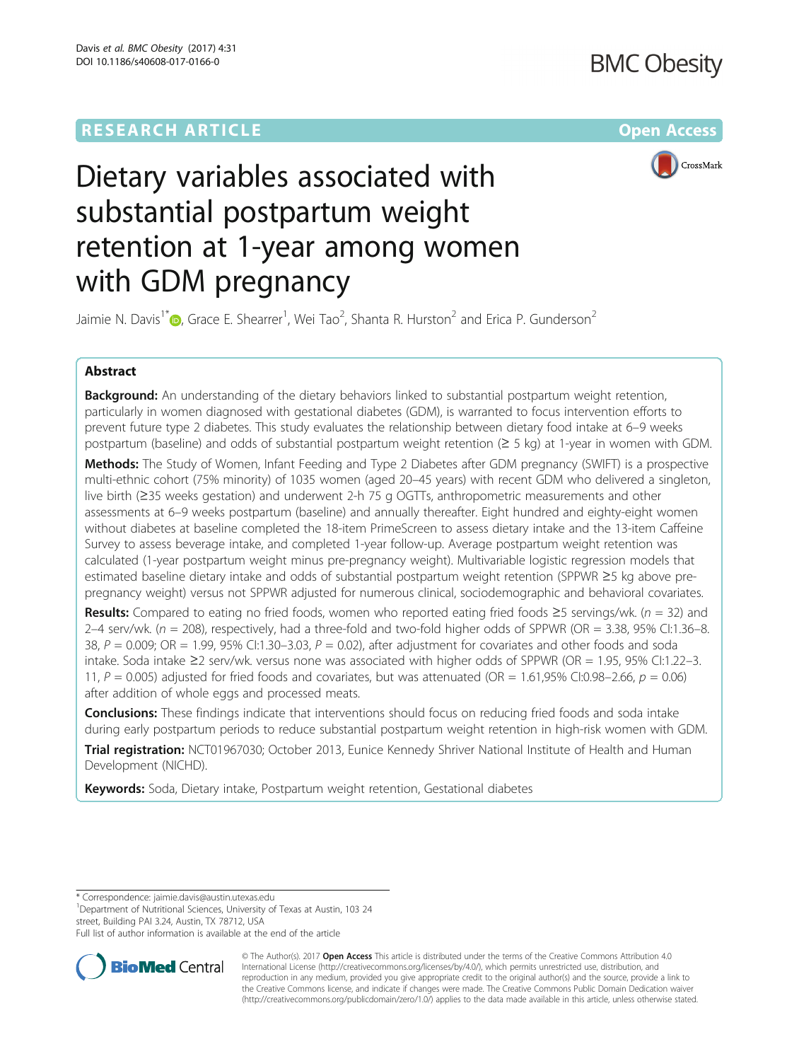RESEARCH ARTICLE

Open Access

# Dietary variables associated with substantial postpartum weight retention at 1-year among women with GDM pregnancy

Jaimie N. Davis[1*], Grace E. Shearrer[1], Wei Tao[2], Shanta R. Hurston[2] and Erica P. Gunderson[2]

## Abstract

**Background:** An understanding of the dietary behaviors linked to substantial postpartum weight retention, particularly in women diagnosed with gestational diabetes (GDM), is warranted to focus intervention efforts to prevent future type 2 diabetes. This study evaluates the relationship between dietary food intake at 6–9 weeks postpartum (baseline) and odds of substantial postpartum weight retention (≥ 5 kg) at 1-year in women with GDM.

**Methods:** The Study of Women, Infant Feeding and Type 2 Diabetes after GDM pregnancy (SWIFT) is a prospective multi-ethnic cohort (75% minority) of 1035 women (aged 20–45 years) with recent GDM who delivered a singleton, live birth (≥35 weeks gestation) and underwent 2-h 75 g OGTTs, anthropometric measurements and other assessments at 6–9 weeks postpartum (baseline) and annually thereafter. Eight hundred and eighty-eight women without diabetes at baseline completed the 18-item PrimeScreen to assess dietary intake and the 13-item Caffeine Survey to assess beverage intake, and completed 1-year follow-up. Average postpartum weight retention was calculated (1-year postpartum weight minus pre-pregnancy weight). Multivariable logistic regression models that estimated baseline dietary intake and odds of substantial postpartum weight retention (SPPWR ≥5 kg above pre-pregnancy weight) versus not SPPWR adjusted for numerous clinical, sociodemographic and behavioral covariates.

**Results:** Compared to eating no fried foods, women who reported eating fried foods ≥5 servings/wk. ($n = 32$) and 2–4 serv/wk. ($n = 208$), respectively, had a three-fold and two-fold higher odds of SPPWR (OR = 3.38, 95% CI:1.36–8. 38, $P = 0.009$; OR = 1.99, 95% CI:1.30–3.03, $P = 0.02$), after adjustment for covariates and other foods and soda intake. Soda intake ≥2 serv/wk. versus none was associated with higher odds of SPPWR (OR = 1.95, 95% CI:1.22–3. 11, $P = 0.005$) adjusted for fried foods and covariates, but was attenuated (OR = 1.61,95% CI:0.98–2.66, $p = 0.06$) after addition of whole eggs and processed meats.

**Conclusions:** These findings indicate that interventions should focus on reducing fried foods and soda intake during early postpartum periods to reduce substantial postpartum weight retention in high-risk women with GDM.

**Trial registration:** NCT01967030; October 2013, Eunice Kennedy Shriver National Institute of Health and Human Development (NICHD).

**Keywords:** Soda, Dietary intake, Postpartum weight retention, Gestational diabetes

\* Correspondence: jaimie.davis@austin.utexas.edu
[1]Department of Nutritional Sciences, University of Texas at Austin, 103 24 street, Building PAI 3.24, Austin, TX 78712, USA
Full list of author information is available at the end of the article

© The Author(s). 2017 **Open Access** This article is distributed under the terms of the Creative Commons Attribution 4.0 International License (http://creativecommons.org/licenses/by/4.0/), which permits unrestricted use, distribution, and reproduction in any medium, provided you give appropriate credit to the original author(s) and the source, provide a link to the Creative Commons license, and indicate if changes were made. The Creative Commons Public Domain Dedication waiver (http://creativecommons.org/publicdomain/zero/1.0/) applies to the data made available in this article, unless otherwise stated.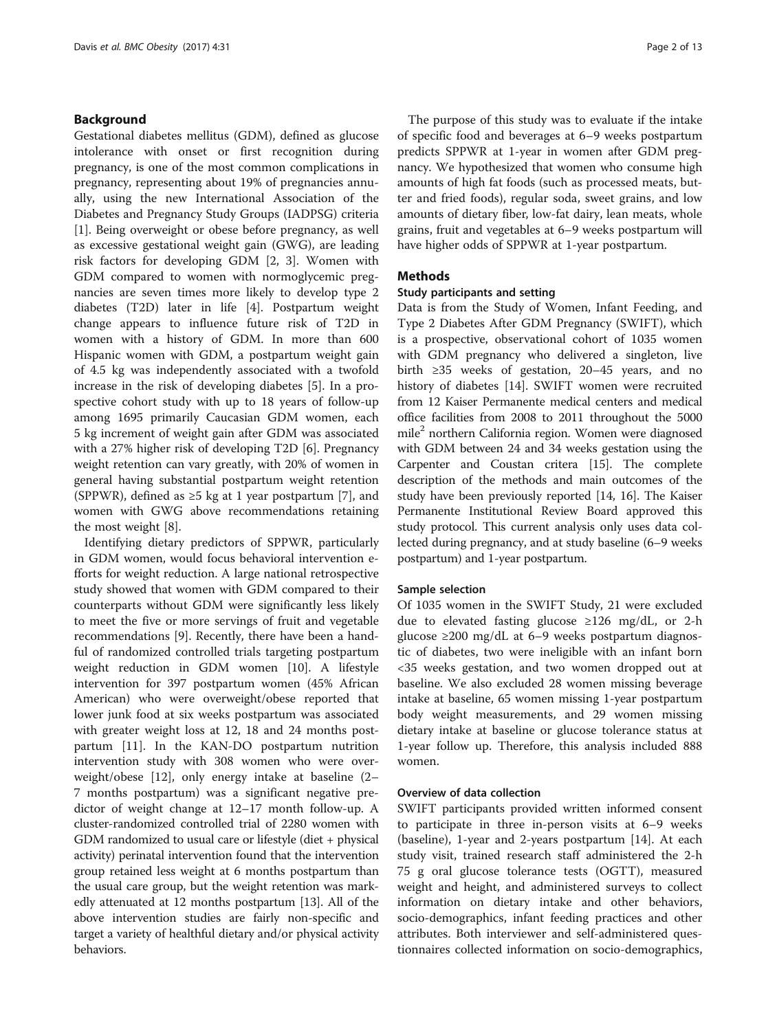## Background

Gestational diabetes mellitus (GDM), defined as glucose intolerance with onset or first recognition during pregnancy, is one of the most common complications in pregnancy, representing about 19% of pregnancies annually, using the new International Association of the Diabetes and Pregnancy Study Groups (IADPSG) criteria [1]. Being overweight or obese before pregnancy, as well as excessive gestational weight gain (GWG), are leading risk factors for developing GDM [2, 3]. Women with GDM compared to women with normoglycemic pregnancies are seven times more likely to develop type 2 diabetes (T2D) later in life [4]. Postpartum weight change appears to influence future risk of T2D in women with a history of GDM. In more than 600 Hispanic women with GDM, a postpartum weight gain of 4.5 kg was independently associated with a twofold increase in the risk of developing diabetes [5]. In a prospective cohort study with up to 18 years of follow-up among 1695 primarily Caucasian GDM women, each 5 kg increment of weight gain after GDM was associated with a 27% higher risk of developing T2D [6]. Pregnancy weight retention can vary greatly, with 20% of women in general having substantial postpartum weight retention (SPPWR), defined as ≥5 kg at 1 year postpartum [7], and women with GWG above recommendations retaining the most weight [8].

Identifying dietary predictors of SPPWR, particularly in GDM women, would focus behavioral intervention efforts for weight reduction. A large national retrospective study showed that women with GDM compared to their counterparts without GDM were significantly less likely to meet the five or more servings of fruit and vegetable recommendations [9]. Recently, there have been a handful of randomized controlled trials targeting postpartum weight reduction in GDM women [10]. A lifestyle intervention for 397 postpartum women (45% African American) who were overweight/obese reported that lower junk food at six weeks postpartum was associated with greater weight loss at 12, 18 and 24 months postpartum [11]. In the KAN-DO postpartum nutrition intervention study with 308 women who were overweight/obese [12], only energy intake at baseline (2–7 months postpartum) was a significant negative predictor of weight change at 12–17 month follow-up. A cluster-randomized controlled trial of 2280 women with GDM randomized to usual care or lifestyle (diet + physical activity) perinatal intervention found that the intervention group retained less weight at 6 months postpartum than the usual care group, but the weight retention was markedly attenuated at 12 months postpartum [13]. All of the above intervention studies are fairly non-specific and target a variety of healthful dietary and/or physical activity behaviors.

The purpose of this study was to evaluate if the intake of specific food and beverages at 6–9 weeks postpartum predicts SPPWR at 1-year in women after GDM pregnancy. We hypothesized that women who consume high amounts of high fat foods (such as processed meats, butter and fried foods), regular soda, sweet grains, and low amounts of dietary fiber, low-fat dairy, lean meats, whole grains, fruit and vegetables at 6–9 weeks postpartum will have higher odds of SPPWR at 1-year postpartum.

## Methods

### Study participants and setting

Data is from the Study of Women, Infant Feeding, and Type 2 Diabetes After GDM Pregnancy (SWIFT), which is a prospective, observational cohort of 1035 women with GDM pregnancy who delivered a singleton, live birth ≥35 weeks of gestation, 20–45 years, and no history of diabetes [14]. SWIFT women were recruited from 12 Kaiser Permanente medical centers and medical office facilities from 2008 to 2011 throughout the 5000 mile$^2$ northern California region. Women were diagnosed with GDM between 24 and 34 weeks gestation using the Carpenter and Coustan critera [15]. The complete description of the methods and main outcomes of the study have been previously reported [14, 16]. The Kaiser Permanente Institutional Review Board approved this study protocol. This current analysis only uses data collected during pregnancy, and at study baseline (6–9 weeks postpartum) and 1-year postpartum.

### Sample selection

Of 1035 women in the SWIFT Study, 21 were excluded due to elevated fasting glucose ≥126 mg/dL, or 2-h glucose ≥200 mg/dL at 6–9 weeks postpartum diagnostic of diabetes, two were ineligible with an infant born <35 weeks gestation, and two women dropped out at baseline. We also excluded 28 women missing beverage intake at baseline, 65 women missing 1-year postpartum body weight measurements, and 29 women missing dietary intake at baseline or glucose tolerance status at 1-year follow up. Therefore, this analysis included 888 women.

### Overview of data collection

SWIFT participants provided written informed consent to participate in three in-person visits at 6–9 weeks (baseline), 1-year and 2-years postpartum [14]. At each study visit, trained research staff administered the 2-h 75 g oral glucose tolerance tests (OGTT), measured weight and height, and administered surveys to collect information on dietary intake and other behaviors, socio-demographics, infant feeding practices and other attributes. Both interviewer and self-administered questionnaires collected information on socio-demographics,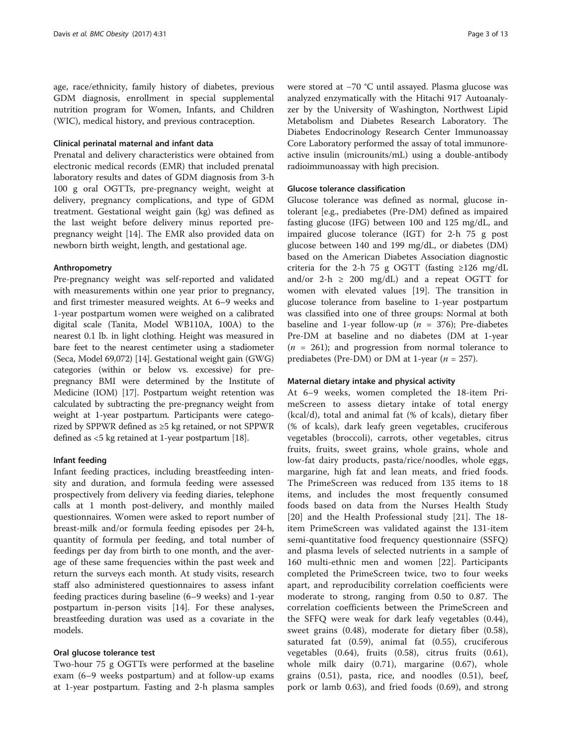age, race/ethnicity, family history of diabetes, previous GDM diagnosis, enrollment in special supplemental nutrition program for Women, Infants, and Children (WIC), medical history, and previous contraception.

### Clinical perinatal maternal and infant data

Prenatal and delivery characteristics were obtained from electronic medical records (EMR) that included prenatal laboratory results and dates of GDM diagnosis from 3-h 100 g oral OGTTs, pre-pregnancy weight, weight at delivery, pregnancy complications, and type of GDM treatment. Gestational weight gain (kg) was defined as the last weight before delivery minus reported pre-pregnancy weight [14]. The EMR also provided data on newborn birth weight, length, and gestational age.

### Anthropometry

Pre-pregnancy weight was self-reported and validated with measurements within one year prior to pregnancy, and first trimester measured weights. At 6–9 weeks and 1-year postpartum women were weighed on a calibrated digital scale (Tanita, Model WB110A, 100A) to the nearest 0.1 lb. in light clothing. Height was measured in bare feet to the nearest centimeter using a stadiometer (Seca, Model 69,072) [14]. Gestational weight gain (GWG) categories (within or below vs. excessive) for pre-pregnancy BMI were determined by the Institute of Medicine (IOM) [17]. Postpartum weight retention was calculated by subtracting the pre-pregnancy weight from weight at 1-year postpartum. Participants were categorized by SPPWR defined as ≥5 kg retained, or not SPPWR defined as <5 kg retained at 1-year postpartum [18].

### Infant feeding

Infant feeding practices, including breastfeeding intensity and duration, and formula feeding were assessed prospectively from delivery via feeding diaries, telephone calls at 1 month post-delivery, and monthly mailed questionnaires. Women were asked to report number of breast-milk and/or formula feeding episodes per 24-h, quantity of formula per feeding, and total number of feedings per day from birth to one month, and the average of these same frequencies within the past week and return the surveys each month. At study visits, research staff also administered questionnaires to assess infant feeding practices during baseline (6–9 weeks) and 1-year postpartum in-person visits [14]. For these analyses, breastfeeding duration was used as a covariate in the models.

### Oral glucose tolerance test

Two-hour 75 g OGTTs were performed at the baseline exam (6–9 weeks postpartum) and at follow-up exams at 1-year postpartum. Fasting and 2-h plasma samples were stored at −70 °C until assayed. Plasma glucose was analyzed enzymatically with the Hitachi 917 Autoanalyzer by the University of Washington, Northwest Lipid Metabolism and Diabetes Research Laboratory. The Diabetes Endocrinology Research Center Immunoassay Core Laboratory performed the assay of total immunoreactive insulin (microunits/mL) using a double-antibody radioimmunoassay with high precision.

### Glucose tolerance classification

Glucose tolerance was defined as normal, glucose intolerant [e.g., prediabetes (Pre-DM) defined as impaired fasting glucose (IFG) between 100 and 125 mg/dL, and impaired glucose tolerance (IGT) for 2-h 75 g post glucose between 140 and 199 mg/dL, or diabetes (DM) based on the American Diabetes Association diagnostic criteria for the 2-h 75 g OGTT (fasting ≥126 mg/dL and/or 2-h ≥ 200 mg/dL) and a repeat OGTT for women with elevated values [19]. The transition in glucose tolerance from baseline to 1-year postpartum was classified into one of three groups: Normal at both baseline and 1-year follow-up ($n$ = 376); Pre-diabetes Pre-DM at baseline and no diabetes (DM at 1-year ($n$ = 261); and progression from normal tolerance to prediabetes (Pre-DM) or DM at 1-year ($n$ = 257).

### Maternal dietary intake and physical activity

At 6–9 weeks, women completed the 18-item PrimeScreen to assess dietary intake of total energy (kcal/d), total and animal fat (% of kcals), dietary fiber (% of kcals), dark leafy green vegetables, cruciferous vegetables (broccoli), carrots, other vegetables, citrus fruits, fruits, sweet grains, whole grains, whole and low-fat dairy products, pasta/rice/noodles, whole eggs, margarine, high fat and lean meats, and fried foods. The PrimeScreen was reduced from 135 items to 18 items, and includes the most frequently consumed foods based on data from the Nurses Health Study [20] and the Health Professional study [21]. The 18-item PrimeScreen was validated against the 131-item semi-quantitative food frequency questionnaire (SSFQ) and plasma levels of selected nutrients in a sample of 160 multi-ethnic men and women [22]. Participants completed the PrimeScreen twice, two to four weeks apart, and reproducibility correlation coefficients were moderate to strong, ranging from 0.50 to 0.87. The correlation coefficients between the PrimeScreen and the SFFQ were weak for dark leafy vegetables (0.44), sweet grains (0.48), moderate for dietary fiber (0.58), saturated fat (0.59), animal fat (0.55), cruciferous vegetables (0.64), fruits (0.58), citrus fruits (0.61), whole milk dairy (0.71), margarine (0.67), whole grains (0.51), pasta, rice, and noodles (0.51), beef, pork or lamb 0.63), and fried foods (0.69), and strong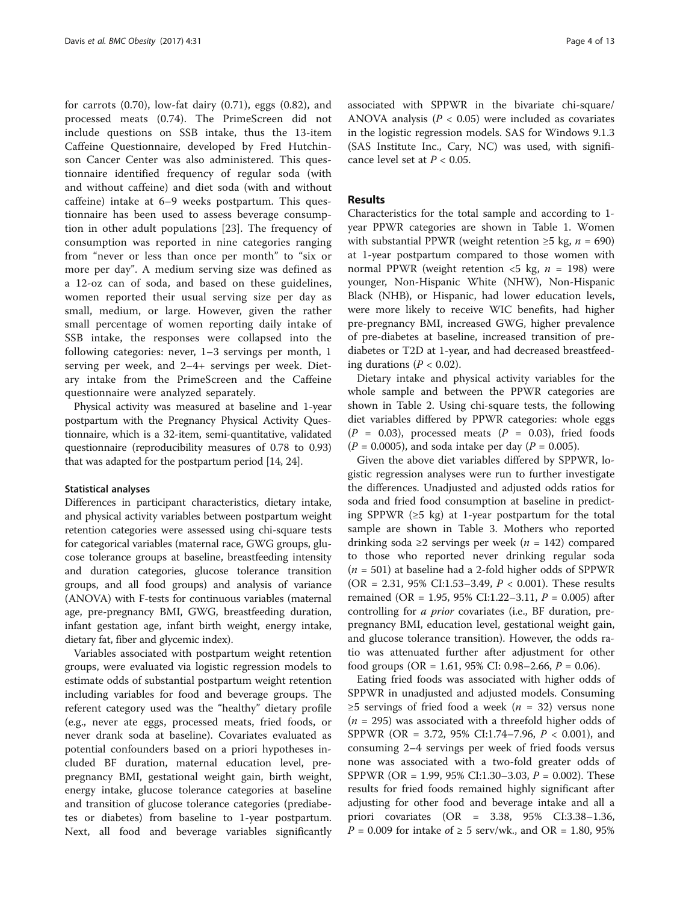for carrots (0.70), low-fat dairy (0.71), eggs (0.82), and processed meats (0.74). The PrimeScreen did not include questions on SSB intake, thus the 13-item Caffeine Questionnaire, developed by Fred Hutchinson Cancer Center was also administered. This questionnaire identified frequency of regular soda (with and without caffeine) and diet soda (with and without caffeine) intake at 6–9 weeks postpartum. This questionnaire has been used to assess beverage consumption in other adult populations [23]. The frequency of consumption was reported in nine categories ranging from "never or less than once per month" to "six or more per day". A medium serving size was defined as a 12-oz can of soda, and based on these guidelines, women reported their usual serving size per day as small, medium, or large. However, given the rather small percentage of women reporting daily intake of SSB intake, the responses were collapsed into the following categories: never, 1–3 servings per month, 1 serving per week, and 2–4+ servings per week. Dietary intake from the PrimeScreen and the Caffeine questionnaire were analyzed separately.

Physical activity was measured at baseline and 1-year postpartum with the Pregnancy Physical Activity Questionnaire, which is a 32-item, semi-quantitative, validated questionnaire (reproducibility measures of 0.78 to 0.93) that was adapted for the postpartum period [14, 24].

### Statistical analyses

Differences in participant characteristics, dietary intake, and physical activity variables between postpartum weight retention categories were assessed using chi-square tests for categorical variables (maternal race, GWG groups, glucose tolerance groups at baseline, breastfeeding intensity and duration categories, glucose tolerance transition groups, and all food groups) and analysis of variance (ANOVA) with F-tests for continuous variables (maternal age, pre-pregnancy BMI, GWG, breastfeeding duration, infant gestation age, infant birth weight, energy intake, dietary fat, fiber and glycemic index).

Variables associated with postpartum weight retention groups, were evaluated via logistic regression models to estimate odds of substantial postpartum weight retention including variables for food and beverage groups. The referent category used was the "healthy" dietary profile (e.g., never ate eggs, processed meats, fried foods, or never drank soda at baseline). Covariates evaluated as potential confounders based on a priori hypotheses included BF duration, maternal education level, pre-pregnancy BMI, gestational weight gain, birth weight, energy intake, glucose tolerance categories at baseline and transition of glucose tolerance categories (prediabetes or diabetes) from baseline to 1-year postpartum. Next, all food and beverage variables significantly associated with SPPWR in the bivariate chi-square/ANOVA analysis ($P < 0.05$) were included as covariates in the logistic regression models. SAS for Windows 9.1.3 (SAS Institute Inc., Cary, NC) was used, with significance level set at $P < 0.05$.

## Results

Characteristics for the total sample and according to 1-year PPWR categories are shown in Table 1. Women with substantial PPWR (weight retention ≥5 kg, $n = 690$) at 1-year postpartum compared to those women with normal PPWR (weight retention <5 kg, $n = 198$) were younger, Non-Hispanic White (NHW), Non-Hispanic Black (NHB), or Hispanic, had lower education levels, were more likely to receive WIC benefits, had higher pre-pregnancy BMI, increased GWG, higher prevalence of pre-diabetes at baseline, increased transition of prediabetes or T2D at 1-year, and had decreased breastfeeding durations ($P < 0.02$).

Dietary intake and physical activity variables for the whole sample and between the PPWR categories are shown in Table 2. Using chi-square tests, the following diet variables differed by PPWR categories: whole eggs ($P = 0.03$), processed meats ($P = 0.03$), fried foods ($P = 0.0005$), and soda intake per day ($P = 0.005$).

Given the above diet variables differed by SPPWR, logistic regression analyses were run to further investigate the differences. Unadjusted and adjusted odds ratios for soda and fried food consumption at baseline in predicting SPPWR (≥5 kg) at 1-year postpartum for the total sample are shown in Table 3. Mothers who reported drinking soda ≥2 servings per week ($n = 142$) compared to those who reported never drinking regular soda ($n = 501$) at baseline had a 2-fold higher odds of SPPWR (OR = 2.31, 95% CI:1.53–3.49, $P < 0.001$). These results remained (OR = 1.95, 95% CI:1.22–3.11, $P = 0.005$) after controlling for *a prior* covariates (i.e., BF duration, pre-pregnancy BMI, education level, gestational weight gain, and glucose tolerance transition). However, the odds ratio was attenuated further after adjustment for other food groups (OR = 1.61, 95% CI: 0.98–2.66, $P = 0.06$).

Eating fried foods was associated with higher odds of SPPWR in unadjusted and adjusted models. Consuming ≥5 servings of fried food a week ($n = 32$) versus none ($n = 295$) was associated with a threefold higher odds of SPPWR (OR = 3.72, 95% CI:1.74–7.96, $P < 0.001$), and consuming 2–4 servings per week of fried foods versus none was associated with a two-fold greater odds of SPPWR (OR = 1.99, 95% CI:1.30–3.03, $P = 0.002$). These results for fried foods remained highly significant after adjusting for other food and beverage intake and all a priori covariates (OR = 3.38, 95% CI:3.38–1.36, $P = 0.009$ for intake of ≥ 5 serv/wk., and OR = 1.80, 95%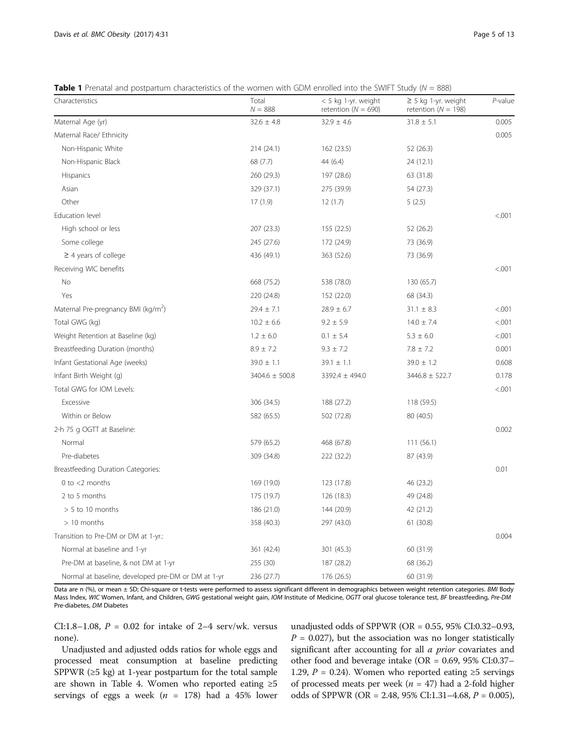**Table 1** Prenatal and postpartum characteristics of the women with GDM enrolled into the SWIFT Study (*N* = 888)

| Characteristics | Total $N = 888$ | < 5 kg 1-yr. weight retention ($N = 690$) | ≥ 5 kg 1-yr. weight retention ($N = 198$) | *P*-value |
|---|---|---|---|---|
| Maternal Age (yr) | 32.6 ± 4.8 | 32.9 ± 4.6 | 31.8 ± 5.1 | 0.005 |
| Maternal Race/ Ethnicity | | | | 0.005 |
| Non-Hispanic White | 214 (24.1) | 162 (23.5) | 52 (26.3) | |
| Non-Hispanic Black | 68 (7.7) | 44 (6.4) | 24 (12.1) | |
| Hispanics | 260 (29.3) | 197 (28.6) | 63 (31.8) | |
| Asian | 329 (37.1) | 275 (39.9) | 54 (27.3) | |
| Other | 17 (1.9) | 12 (1.7) | 5 (2.5) | |
| Education level | | | | <.001 |
| High school or less | 207 (23.3) | 155 (22.5) | 52 (26.2) | |
| Some college | 245 (27.6) | 172 (24.9) | 73 (36.9) | |
| ≥ 4 years of college | 436 (49.1) | 363 (52.6) | 73 (36.9) | |
| Receiving WIC benefits | | | | <.001 |
| No | 668 (75.2) | 538 (78.0) | 130 (65.7) | |
| Yes | 220 (24.8) | 152 (22.0) | 68 (34.3) | |
| Maternal Pre-pregnancy BMI (kg/m$^2$) | 29.4 ± 7.1 | 28.9 ± 6.7 | 31.1 ± 8.3 | <.001 |
| Total GWG (kg) | 10.2 ± 6.6 | 9.2 ± 5.9 | 14.0 ± 7.4 | <.001 |
| Weight Retention at Baseline (kg) | 1.2 ± 6.0 | 0.1 ± 5.4 | 5.3 ± 6.0 | <.001 |
| Breastfeeding Duration (months) | 8.9 ± 7.2 | 9.3 ± 7.2 | 7.8 ± 7.2 | 0.001 |
| Infant Gestational Age (weeks) | 39.0 ± 1.1 | 39.1 ± 1.1 | 39.0 ± 1.2 | 0.608 |
| Infant Birth Weight (g) | 3404.6 ± 500.8 | 3392.4 ± 494.0 | 3446.8 ± 522.7 | 0.178 |
| Total GWG for IOM Levels: | | | | <.001 |
| Excessive | 306 (34.5) | 188 (27.2) | 118 (59.5) | |
| Within or Below | 582 (65.5) | 502 (72.8) | 80 (40.5) | |
| 2-h 75 g OGTT at Baseline: | | | | 0.002 |
| Normal | 579 (65.2) | 468 (67.8) | 111 (56.1) | |
| Pre-diabetes | 309 (34.8) | 222 (32.2) | 87 (43.9) | |
| Breastfeeding Duration Categories: | | | | 0.01 |
| 0 to <2 months | 169 (19.0) | 123 (17.8) | 46 (23.2) | |
| 2 to 5 months | 175 (19.7) | 126 (18.3) | 49 (24.8) | |
| > 5 to 10 months | 186 (21.0) | 144 (20.9) | 42 (21.2) | |
| > 10 months | 358 (40.3) | 297 (43.0) | 61 (30.8) | |
| Transition to Pre-DM or DM at 1-yr.: | | | | 0.004 |
| Normal at baseline and 1-yr | 361 (42.4) | 301 (45.3) | 60 (31.9) | |
| Pre-DM at baseline, & not DM at 1-yr | 255 (30) | 187 (28.2) | 68 (36.2) | |
| Normal at baseline, developed pre-DM or DM at 1-yr | 236 (27.7) | 176 (26.5) | 60 (31.9) | |

Data are n (%), or mean ± SD; Chi-square or t-tests were performed to assess significant different in demographics between weight retention categories. *BMI* Body Mass Index, *WIC* Women, Infant, and Children, *GWG* gestational weight gain, *IOM* Institute of Medicine, *OGTT* oral glucose tolerance test, *BF* breastfeeding, *Pre-DM* Pre-diabetes, *DM* Diabetes

CI:1.8–1.08, $P = 0.02$ for intake of 2–4 serv/wk. versus none).

Unadjusted and adjusted odds ratios for whole eggs and processed meat consumption at baseline predicting SPPWR (≥5 kg) at 1-year postpartum for the total sample are shown in Table 4. Women who reported eating ≥5 servings of eggs a week ($n = 178$) had a 45% lower unadjusted odds of SPPWR (OR = 0.55, 95% CI:0.32–0.93, $P = 0.027$), but the association was no longer statistically significant after accounting for all *a prior* covariates and other food and beverage intake (OR = 0.69, 95% CI:0.37–1.29, $P = 0.24$). Women who reported eating ≥5 servings of processed meats per week ($n = 47$) had a 2-fold higher odds of SPPWR (OR = 2.48, 95% CI:1.31–4.68, $P = 0.005$),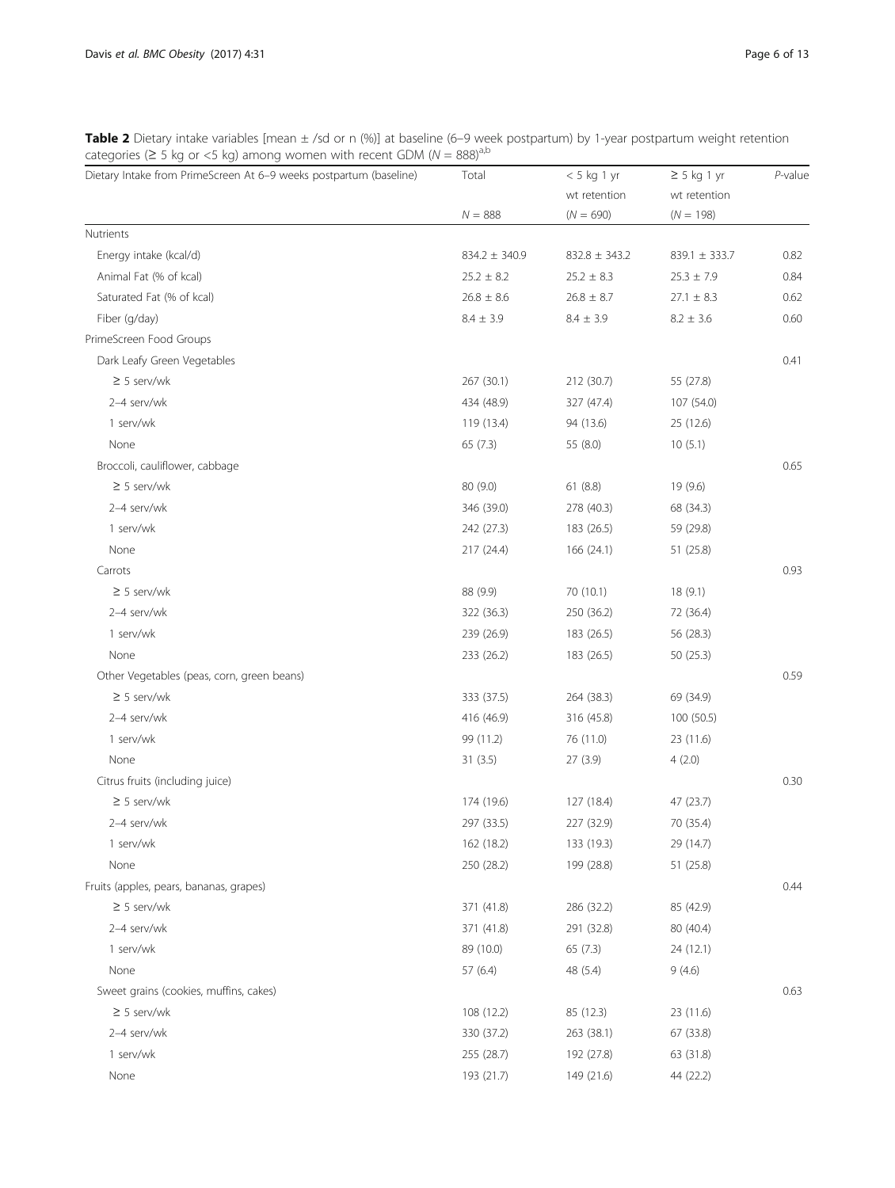**Table 2** Dietary intake variables [mean ± /sd or n (%)] at baseline (6–9 week postpartum) by 1-year postpartum weight retention categories (≥ 5 kg or <5 kg) among women with recent GDM ($N$ = 888)[a,b]

| Dietary Intake from PrimeScreen At 6–9 weeks postpartum (baseline) | Total<br>$N$ = 888 | < 5 kg 1 yr wt retention<br>($N$ = 690) | ≥ 5 kg 1 yr wt retention<br>($N$ = 198) | *P*-value |
|---|---|---|---|---|
| Nutrients | | | | |
| Energy intake (kcal/d) | 834.2 ± 340.9 | 832.8 ± 343.2 | 839.1 ± 333.7 | 0.82 |
| Animal Fat (% of kcal) | 25.2 ± 8.2 | 25.2 ± 8.3 | 25.3 ± 7.9 | 0.84 |
| Saturated Fat (% of kcal) | 26.8 ± 8.6 | 26.8 ± 8.7 | 27.1 ± 8.3 | 0.62 |
| Fiber (g/day) | 8.4 ± 3.9 | 8.4 ± 3.9 | 8.2 ± 3.6 | 0.60 |
| PrimeScreen Food Groups | | | | |
| Dark Leafy Green Vegetables | | | | 0.41 |
| ≥ 5 serv/wk | 267 (30.1) | 212 (30.7) | 55 (27.8) | |
| 2–4 serv/wk | 434 (48.9) | 327 (47.4) | 107 (54.0) | |
| 1 serv/wk | 119 (13.4) | 94 (13.6) | 25 (12.6) | |
| None | 65 (7.3) | 55 (8.0) | 10 (5.1) | |
| Broccoli, cauliflower, cabbage | | | | 0.65 |
| ≥ 5 serv/wk | 80 (9.0) | 61 (8.8) | 19 (9.6) | |
| 2–4 serv/wk | 346 (39.0) | 278 (40.3) | 68 (34.3) | |
| 1 serv/wk | 242 (27.3) | 183 (26.5) | 59 (29.8) | |
| None | 217 (24.4) | 166 (24.1) | 51 (25.8) | |
| Carrots | | | | 0.93 |
| ≥ 5 serv/wk | 88 (9.9) | 70 (10.1) | 18 (9.1) | |
| 2–4 serv/wk | 322 (36.3) | 250 (36.2) | 72 (36.4) | |
| 1 serv/wk | 239 (26.9) | 183 (26.5) | 56 (28.3) | |
| None | 233 (26.2) | 183 (26.5) | 50 (25.3) | |
| Other Vegetables (peas, corn, green beans) | | | | 0.59 |
| ≥ 5 serv/wk | 333 (37.5) | 264 (38.3) | 69 (34.9) | |
| 2–4 serv/wk | 416 (46.9) | 316 (45.8) | 100 (50.5) | |
| 1 serv/wk | 99 (11.2) | 76 (11.0) | 23 (11.6) | |
| None | 31 (3.5) | 27 (3.9) | 4 (2.0) | |
| Citrus fruits (including juice) | | | | 0.30 |
| ≥ 5 serv/wk | 174 (19.6) | 127 (18.4) | 47 (23.7) | |
| 2–4 serv/wk | 297 (33.5) | 227 (32.9) | 70 (35.4) | |
| 1 serv/wk | 162 (18.2) | 133 (19.3) | 29 (14.7) | |
| None | 250 (28.2) | 199 (28.8) | 51 (25.8) | |
| Fruits (apples, pears, bananas, grapes) | | | | 0.44 |
| ≥ 5 serv/wk | 371 (41.8) | 286 (32.2) | 85 (42.9) | |
| 2–4 serv/wk | 371 (41.8) | 291 (32.8) | 80 (40.4) | |
| 1 serv/wk | 89 (10.0) | 65 (7.3) | 24 (12.1) | |
| None | 57 (6.4) | 48 (5.4) | 9 (4.6) | |
| Sweet grains (cookies, muffins, cakes) | | | | 0.63 |
| ≥ 5 serv/wk | 108 (12.2) | 85 (12.3) | 23 (11.6) | |
| 2–4 serv/wk | 330 (37.2) | 263 (38.1) | 67 (33.8) | |
| 1 serv/wk | 255 (28.7) | 192 (27.8) | 63 (31.8) | |
| None | 193 (21.7) | 149 (21.6) | 44 (22.2) | |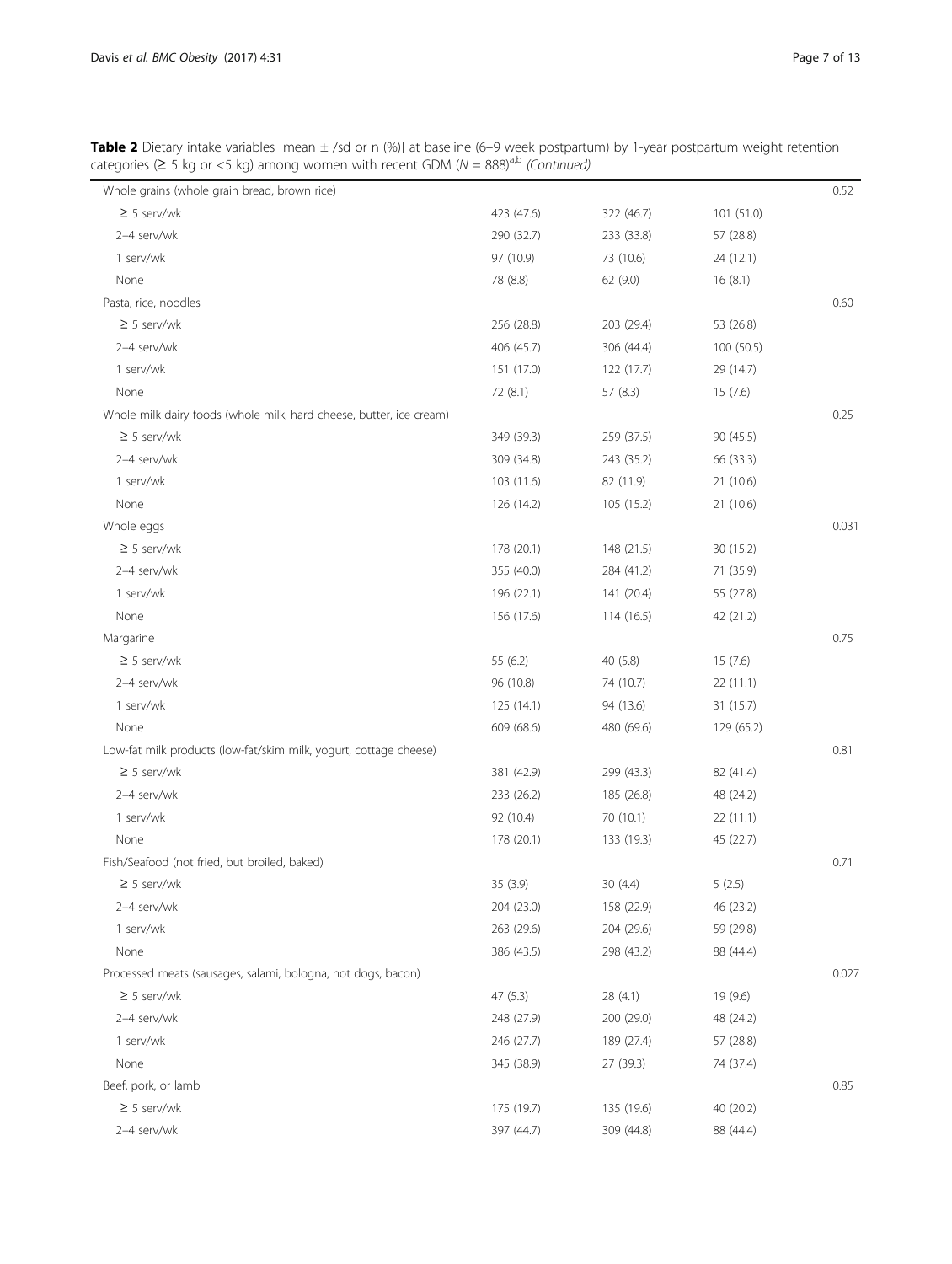**Table 2** Dietary intake variables [mean ± /sd or n (%)] at baseline (6–9 week postpartum) by 1-year postpartum weight retention categories (≥ 5 kg or <5 kg) among women with recent GDM ($N$ = 888)[a,b] *(Continued)*

| | | | | |
|---|---|---|---|---|
| Whole grains (whole grain bread, brown rice) | | | | 0.52 |
| ≥ 5 serv/wk | 423 (47.6) | 322 (46.7) | 101 (51.0) | |
| 2–4 serv/wk | 290 (32.7) | 233 (33.8) | 57 (28.8) | |
| 1 serv/wk | 97 (10.9) | 73 (10.6) | 24 (12.1) | |
| None | 78 (8.8) | 62 (9.0) | 16 (8.1) | |
| Pasta, rice, noodles | | | | 0.60 |
| ≥ 5 serv/wk | 256 (28.8) | 203 (29.4) | 53 (26.8) | |
| 2–4 serv/wk | 406 (45.7) | 306 (44.4) | 100 (50.5) | |
| 1 serv/wk | 151 (17.0) | 122 (17.7) | 29 (14.7) | |
| None | 72 (8.1) | 57 (8.3) | 15 (7.6) | |
| Whole milk dairy foods (whole milk, hard cheese, butter, ice cream) | | | | 0.25 |
| ≥ 5 serv/wk | 349 (39.3) | 259 (37.5) | 90 (45.5) | |
| 2–4 serv/wk | 309 (34.8) | 243 (35.2) | 66 (33.3) | |
| 1 serv/wk | 103 (11.6) | 82 (11.9) | 21 (10.6) | |
| None | 126 (14.2) | 105 (15.2) | 21 (10.6) | |
| Whole eggs | | | | 0.031 |
| ≥ 5 serv/wk | 178 (20.1) | 148 (21.5) | 30 (15.2) | |
| 2–4 serv/wk | 355 (40.0) | 284 (41.2) | 71 (35.9) | |
| 1 serv/wk | 196 (22.1) | 141 (20.4) | 55 (27.8) | |
| None | 156 (17.6) | 114 (16.5) | 42 (21.2) | |
| Margarine | | | | 0.75 |
| ≥ 5 serv/wk | 55 (6.2) | 40 (5.8) | 15 (7.6) | |
| 2–4 serv/wk | 96 (10.8) | 74 (10.7) | 22 (11.1) | |
| 1 serv/wk | 125 (14.1) | 94 (13.6) | 31 (15.7) | |
| None | 609 (68.6) | 480 (69.6) | 129 (65.2) | |
| Low-fat milk products (low-fat/skim milk, yogurt, cottage cheese) | | | | 0.81 |
| ≥ 5 serv/wk | 381 (42.9) | 299 (43.3) | 82 (41.4) | |
| 2–4 serv/wk | 233 (26.2) | 185 (26.8) | 48 (24.2) | |
| 1 serv/wk | 92 (10.4) | 70 (10.1) | 22 (11.1) | |
| None | 178 (20.1) | 133 (19.3) | 45 (22.7) | |
| Fish/Seafood (not fried, but broiled, baked) | | | | 0.71 |
| ≥ 5 serv/wk | 35 (3.9) | 30 (4.4) | 5 (2.5) | |
| 2–4 serv/wk | 204 (23.0) | 158 (22.9) | 46 (23.2) | |
| 1 serv/wk | 263 (29.6) | 204 (29.6) | 59 (29.8) | |
| None | 386 (43.5) | 298 (43.2) | 88 (44.4) | |
| Processed meats (sausages, salami, bologna, hot dogs, bacon) | | | | 0.027 |
| ≥ 5 serv/wk | 47 (5.3) | 28 (4.1) | 19 (9.6) | |
| 2–4 serv/wk | 248 (27.9) | 200 (29.0) | 48 (24.2) | |
| 1 serv/wk | 246 (27.7) | 189 (27.4) | 57 (28.8) | |
| None | 345 (38.9) | 27 (39.3) | 74 (37.4) | |
| Beef, pork, or lamb | | | | 0.85 |
| ≥ 5 serv/wk | 175 (19.7) | 135 (19.6) | 40 (20.2) | |
| 2–4 serv/wk | 397 (44.7) | 309 (44.8) | 88 (44.4) | |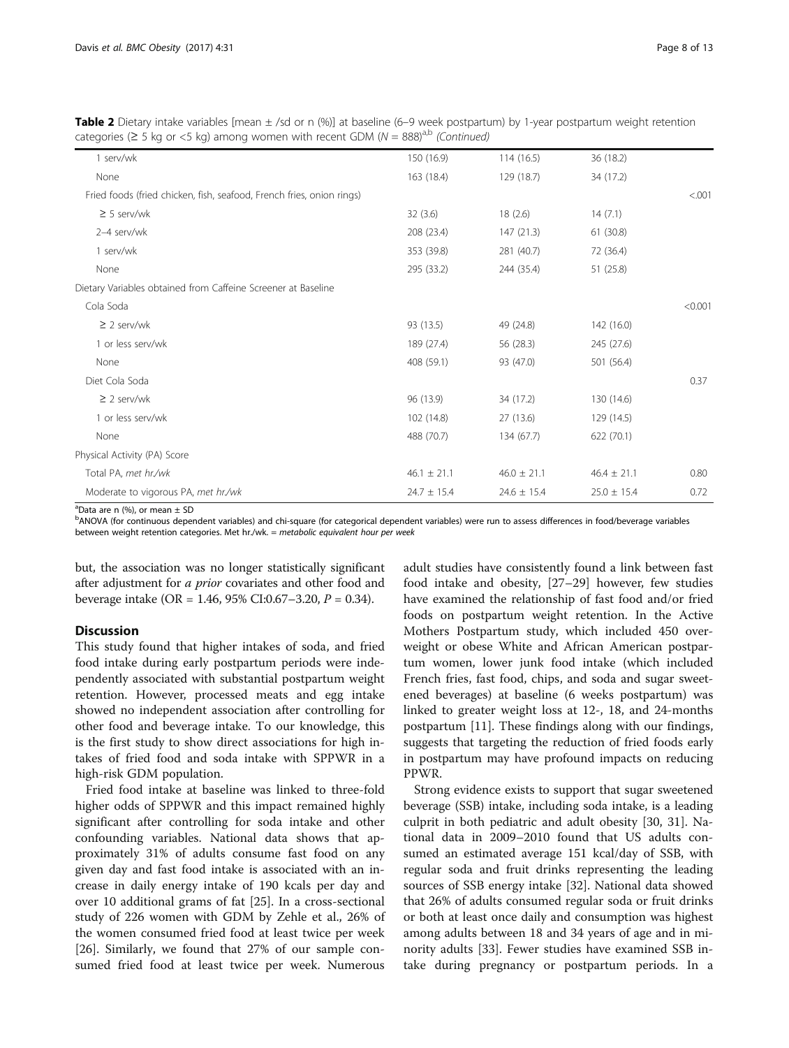**Table 2** Dietary intake variables [mean ± /sd or n (%)] at baseline (6–9 week postpartum) by 1-year postpartum weight retention categories (≥ 5 kg or <5 kg) among women with recent GDM ($N$ = 888)[a,b] *(Continued)*

| | | | | |
|---|---|---|---|---|
| 1 serv/wk | 150 (16.9) | 114 (16.5) | 36 (18.2) | |
| None | 163 (18.4) | 129 (18.7) | 34 (17.2) | |
| Fried foods (fried chicken, fish, seafood, French fries, onion rings) | | | | <.001 |
| ≥ 5 serv/wk | 32 (3.6) | 18 (2.6) | 14 (7.1) | |
| 2–4 serv/wk | 208 (23.4) | 147 (21.3) | 61 (30.8) | |
| 1 serv/wk | 353 (39.8) | 281 (40.7) | 72 (36.4) | |
| None | 295 (33.2) | 244 (35.4) | 51 (25.8) | |
| Dietary Variables obtained from Caffeine Screener at Baseline | | | | |
| Cola Soda | | | | <0.001 |
| ≥ 2 serv/wk | 93 (13.5) | 49 (24.8) | 142 (16.0) | |
| 1 or less serv/wk | 189 (27.4) | 56 (28.3) | 245 (27.6) | |
| None | 408 (59.1) | 93 (47.0) | 501 (56.4) | |
| Diet Cola Soda | | | | 0.37 |
| ≥ 2 serv/wk | 96 (13.9) | 34 (17.2) | 130 (14.6) | |
| 1 or less serv/wk | 102 (14.8) | 27 (13.6) | 129 (14.5) | |
| None | 488 (70.7) | 134 (67.7) | 622 (70.1) | |
| Physical Activity (PA) Score | | | | |
| Total PA, *met hr./wk* | 46.1 ± 21.1 | 46.0 ± 21.1 | 46.4 ± 21.1 | 0.80 |
| Moderate to vigorous PA, *met hr./wk* | 24.7 ± 15.4 | 24.6 ± 15.4 | 25.0 ± 15.4 | 0.72 |

[a]Data are n (%), or mean ± SD
[b]ANOVA (for continuous dependent variables) and chi-square (for categorical dependent variables) were run to assess differences in food/beverage variables between weight retention categories. Met hr./wk. = *metabolic equivalent hour per week*

but, the association was no longer statistically significant after adjustment for *a prior* covariates and other food and beverage intake (OR = 1.46, 95% CI:0.67–3.20, $P$ = 0.34).

## Discussion

This study found that higher intakes of soda, and fried food intake during early postpartum periods were independently associated with substantial postpartum weight retention. However, processed meats and egg intake showed no independent association after controlling for other food and beverage intake. To our knowledge, this is the first study to show direct associations for high intakes of fried food and soda intake with SPPWR in a high-risk GDM population.

Fried food intake at baseline was linked to three-fold higher odds of SPPWR and this impact remained highly significant after controlling for soda intake and other confounding variables. National data shows that approximately 31% of adults consume fast food on any given day and fast food intake is associated with an increase in daily energy intake of 190 kcals per day and over 10 additional grams of fat [25]. In a cross-sectional study of 226 women with GDM by Zehle et al., 26% of the women consumed fried food at least twice per week [26]. Similarly, we found that 27% of our sample consumed fried food at least twice per week. Numerous adult studies have consistently found a link between fast food intake and obesity, [27–29] however, few studies have examined the relationship of fast food and/or fried foods on postpartum weight retention. In the Active Mothers Postpartum study, which included 450 overweight or obese White and African American postpartum women, lower junk food intake (which included French fries, fast food, chips, and soda and sugar sweetened beverages) at baseline (6 weeks postpartum) was linked to greater weight loss at 12-, 18, and 24-months postpartum [11]. These findings along with our findings, suggests that targeting the reduction of fried foods early in postpartum may have profound impacts on reducing PPWR.

Strong evidence exists to support that sugar sweetened beverage (SSB) intake, including soda intake, is a leading culprit in both pediatric and adult obesity [30, 31]. National data in 2009–2010 found that US adults consumed an estimated average 151 kcal/day of SSB, with regular soda and fruit drinks representing the leading sources of SSB energy intake [32]. National data showed that 26% of adults consumed regular soda or fruit drinks or both at least once daily and consumption was highest among adults between 18 and 34 years of age and in minority adults [33]. Fewer studies have examined SSB intake during pregnancy or postpartum periods. In a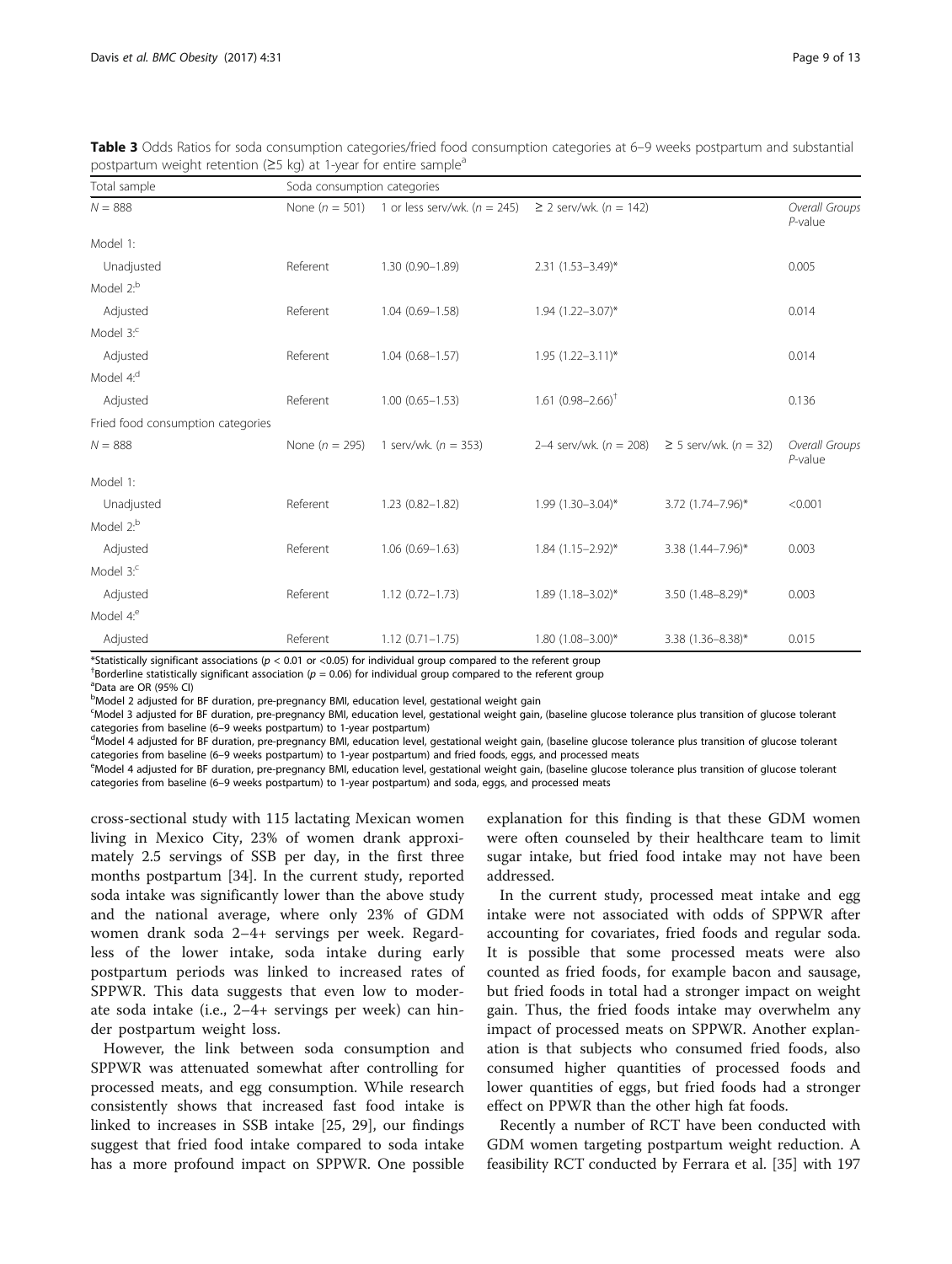**Table 3** Odds Ratios for soda consumption categories/fried food consumption categories at 6–9 weeks postpartum and substantial postpartum weight retention (≥5 kg) at 1-year for entire sample[a]

| Total sample | Soda consumption categories | | | | |
|---|---|---|---|---|---|
| $N = 888$ | None ($n = 501$) | 1 or less serv/wk. ($n = 245$) | ≥ 2 serv/wk. ($n = 142$) | | Overall Groups *P*-value |
| Model 1: | | | | | |
| Unadjusted | Referent | 1.30 (0.90–1.89) | 2.31 (1.53–3.49)* | | 0.005 |
| Model 2:[b] | | | | | |
| Adjusted | Referent | 1.04 (0.69–1.58) | 1.94 (1.22–3.07)* | | 0.014 |
| Model 3:[c] | | | | | |
| Adjusted | Referent | 1.04 (0.68–1.57) | 1.95 (1.22–3.11)* | | 0.014 |
| Model 4:[d] | | | | | |
| Adjusted | Referent | 1.00 (0.65–1.53) | 1.61 (0.98–2.66)[†] | | 0.136 |
| Fried food consumption categories | | | | | |
| $N = 888$ | None ($n = 295$) | 1 serv/wk. ($n = 353$) | 2–4 serv/wk. ($n = 208$) | ≥ 5 serv/wk. ($n = 32$) | Overall Groups *P*-value |
| Model 1: | | | | | |
| Unadjusted | Referent | 1.23 (0.82–1.82) | 1.99 (1.30–3.04)* | 3.72 (1.74–7.96)* | <0.001 |
| Model 2:[b] | | | | | |
| Adjusted | Referent | 1.06 (0.69–1.63) | 1.84 (1.15–2.92)* | 3.38 (1.44–7.96)* | 0.003 |
| Model 3:[c] | | | | | |
| Adjusted | Referent | 1.12 (0.72–1.73) | 1.89 (1.18–3.02)* | 3.50 (1.48–8.29)* | 0.003 |
| Model 4:[e] | | | | | |
| Adjusted | Referent | 1.12 (0.71–1.75) | 1.80 (1.08–3.00)* | 3.38 (1.36–8.38)* | 0.015 |

*Statistically significant associations ($p < 0.01$ or $<0.05$) for individual group compared to the referent group

[†]Borderline statistically significant association ($p = 0.06$) for individual group compared to the referent group

[a]Data are OR (95% CI)

[b]Model 2 adjusted for BF duration, pre-pregnancy BMI, education level, gestational weight gain

[c]Model 3 adjusted for BF duration, pre-pregnancy BMI, education level, gestational weight gain, (baseline glucose tolerance plus transition of glucose tolerant categories from baseline (6–9 weeks postpartum) to 1-year postpartum)

[d]Model 4 adjusted for BF duration, pre-pregnancy BMI, education level, gestational weight gain, (baseline glucose tolerance plus transition of glucose tolerant categories from baseline (6–9 weeks postpartum) to 1-year postpartum) and fried foods, eggs, and processed meats

[e]Model 4 adjusted for BF duration, pre-pregnancy BMI, education level, gestational weight gain, (baseline glucose tolerance plus transition of glucose tolerant categories from baseline (6–9 weeks postpartum) to 1-year postpartum) and soda, eggs, and processed meats

cross-sectional study with 115 lactating Mexican women living in Mexico City, 23% of women drank approximately 2.5 servings of SSB per day, in the first three months postpartum [34]. In the current study, reported soda intake was significantly lower than the above study and the national average, where only 23% of GDM women drank soda 2–4+ servings per week. Regardless of the lower intake, soda intake during early postpartum periods was linked to increased rates of SPPWR. This data suggests that even low to moderate soda intake (i.e., 2–4+ servings per week) can hinder postpartum weight loss.

However, the link between soda consumption and SPPWR was attenuated somewhat after controlling for processed meats, and egg consumption. While research consistently shows that increased fast food intake is linked to increases in SSB intake [25, 29], our findings suggest that fried food intake compared to soda intake has a more profound impact on SPPWR. One possible explanation for this finding is that these GDM women were often counseled by their healthcare team to limit sugar intake, but fried food intake may not have been addressed.

In the current study, processed meat intake and egg intake were not associated with odds of SPPWR after accounting for covariates, fried foods and regular soda. It is possible that some processed meats were also counted as fried foods, for example bacon and sausage, but fried foods in total had a stronger impact on weight gain. Thus, the fried foods intake may overwhelm any impact of processed meats on SPPWR. Another explanation is that subjects who consumed fried foods, also consumed higher quantities of processed foods and lower quantities of eggs, but fried foods had a stronger effect on PPWR than the other high fat foods.

Recently a number of RCT have been conducted with GDM women targeting postpartum weight reduction. A feasibility RCT conducted by Ferrara et al. [35] with 197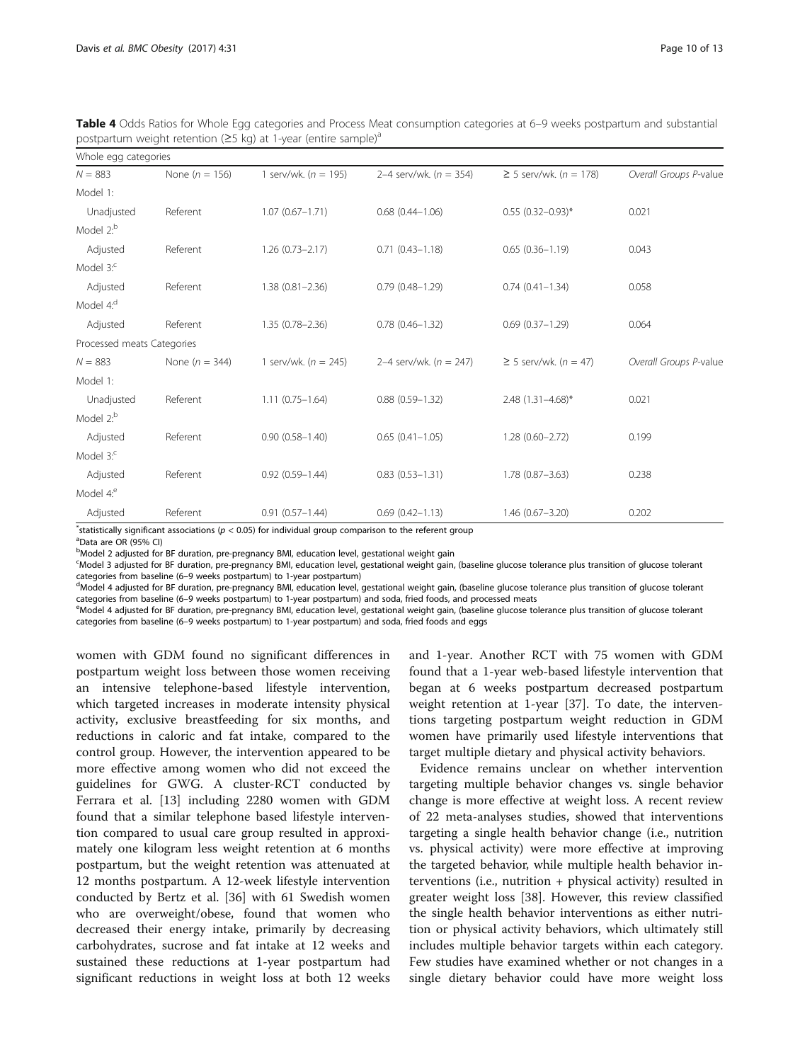**Table 4** Odds Ratios for Whole Egg categories and Process Meat consumption categories at 6–9 weeks postpartum and substantial postpartum weight retention (≥5 kg) at 1-year (entire sample)[a]

| Whole egg categories | | | | | |
|---|---|---|---|---|---|
| *N* = 883 | None (*n* = 156) | 1 serv/wk. (*n* = 195) | 2–4 serv/wk. (*n* = 354) | ≥ 5 serv/wk. (*n* = 178) | *Overall Groups P-value* |
| Model 1: | | | | | |
| Unadjusted | Referent | 1.07 (0.67–1.71) | 0.68 (0.44–1.06) | 0.55 (0.32–0.93)* | 0.021 |
| Model 2:[b] | | | | | |
| Adjusted | Referent | 1.26 (0.73–2.17) | 0.71 (0.43–1.18) | 0.65 (0.36–1.19) | 0.043 |
| Model 3:[c] | | | | | |
| Adjusted | Referent | 1.38 (0.81–2.36) | 0.79 (0.48–1.29) | 0.74 (0.41–1.34) | 0.058 |
| Model 4:[d] | | | | | |
| Adjusted | Referent | 1.35 (0.78–2.36) | 0.78 (0.46–1.32) | 0.69 (0.37–1.29) | 0.064 |
| Processed meats Categories | | | | | |
| *N* = 883 | None (*n* = 344) | 1 serv/wk. (*n* = 245) | 2–4 serv/wk. (*n* = 247) | ≥ 5 serv/wk. (*n* = 47) | *Overall Groups P-value* |
| Model 1: | | | | | |
| Unadjusted | Referent | 1.11 (0.75–1.64) | 0.88 (0.59–1.32) | 2.48 (1.31–4.68)* | 0.021 |
| Model 2:[b] | | | | | |
| Adjusted | Referent | 0.90 (0.58–1.40) | 0.65 (0.41–1.05) | 1.28 (0.60–2.72) | 0.199 |
| Model 3:[c] | | | | | |
| Adjusted | Referent | 0.92 (0.59–1.44) | 0.83 (0.53–1.31) | 1.78 (0.87–3.63) | 0.238 |
| Model 4:[e] | | | | | |
| Adjusted | Referent | 0.91 (0.57–1.44) | 0.69 (0.42–1.13) | 1.46 (0.67–3.20) | 0.202 |

*statistically significant associations ($p < 0.05$) for individual group comparison to the referent group
[a]Data are OR (95% CI)
[b]Model 2 adjusted for BF duration, pre-pregnancy BMI, education level, gestational weight gain
[c]Model 3 adjusted for BF duration, pre-pregnancy BMI, education level, gestational weight gain, (baseline glucose tolerance plus transition of glucose tolerant categories from baseline (6–9 weeks postpartum) to 1-year postpartum)
[d]Model 4 adjusted for BF duration, pre-pregnancy BMI, education level, gestational weight gain, (baseline glucose tolerance plus transition of glucose tolerant categories from baseline (6–9 weeks postpartum) to 1-year postpartum) and soda, fried foods, and processed meats
[e]Model 4 adjusted for BF duration, pre-pregnancy BMI, education level, gestational weight gain, (baseline glucose tolerance plus transition of glucose tolerant categories from baseline (6–9 weeks postpartum) to 1-year postpartum) and soda, fried foods and eggs

women with GDM found no significant differences in postpartum weight loss between those women receiving an intensive telephone-based lifestyle intervention, which targeted increases in moderate intensity physical activity, exclusive breastfeeding for six months, and reductions in caloric and fat intake, compared to the control group. However, the intervention appeared to be more effective among women who did not exceed the guidelines for GWG. A cluster-RCT conducted by Ferrara et al. [13] including 2280 women with GDM found that a similar telephone based lifestyle intervention compared to usual care group resulted in approximately one kilogram less weight retention at 6 months postpartum, but the weight retention was attenuated at 12 months postpartum. A 12-week lifestyle intervention conducted by Bertz et al. [36] with 61 Swedish women who are overweight/obese, found that women who decreased their energy intake, primarily by decreasing carbohydrates, sucrose and fat intake at 12 weeks and sustained these reductions at 1-year postpartum had significant reductions in weight loss at both 12 weeks and 1-year. Another RCT with 75 women with GDM found that a 1-year web-based lifestyle intervention that began at 6 weeks postpartum decreased postpartum weight retention at 1-year [37]. To date, the interventions targeting postpartum weight reduction in GDM women have primarily used lifestyle interventions that target multiple dietary and physical activity behaviors.

Evidence remains unclear on whether intervention targeting multiple behavior changes vs. single behavior change is more effective at weight loss. A recent review of 22 meta-analyses studies, showed that interventions targeting a single health behavior change (i.e., nutrition vs. physical activity) were more effective at improving the targeted behavior, while multiple health behavior interventions (i.e., nutrition + physical activity) resulted in greater weight loss [38]. However, this review classified the single health behavior interventions as either nutrition or physical activity behaviors, which ultimately still includes multiple behavior targets within each category. Few studies have examined whether or not changes in a single dietary behavior could have more weight loss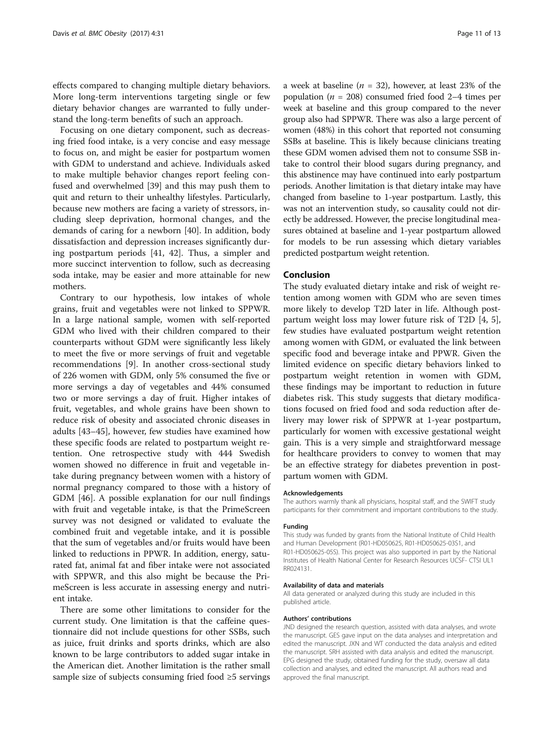effects compared to changing multiple dietary behaviors. More long-term interventions targeting single or few dietary behavior changes are warranted to fully understand the long-term benefits of such an approach.

Focusing on one dietary component, such as decreasing fried food intake, is a very concise and easy message to focus on, and might be easier for postpartum women with GDM to understand and achieve. Individuals asked to make multiple behavior changes report feeling confused and overwhelmed [39] and this may push them to quit and return to their unhealthy lifestyles. Particularly, because new mothers are facing a variety of stressors, including sleep deprivation, hormonal changes, and the demands of caring for a newborn [40]. In addition, body dissatisfaction and depression increases significantly during postpartum periods [41, 42]. Thus, a simpler and more succinct intervention to follow, such as decreasing soda intake, may be easier and more attainable for new mothers.

Contrary to our hypothesis, low intakes of whole grains, fruit and vegetables were not linked to SPPWR. In a large national sample, women with self-reported GDM who lived with their children compared to their counterparts without GDM were significantly less likely to meet the five or more servings of fruit and vegetable recommendations [9]. In another cross-sectional study of 226 women with GDM, only 5% consumed the five or more servings a day of vegetables and 44% consumed two or more servings a day of fruit. Higher intakes of fruit, vegetables, and whole grains have been shown to reduce risk of obesity and associated chronic diseases in adults [43–45], however, few studies have examined how these specific foods are related to postpartum weight retention. One retrospective study with 444 Swedish women showed no difference in fruit and vegetable intake during pregnancy between women with a history of normal pregnancy compared to those with a history of GDM [46]. A possible explanation for our null findings with fruit and vegetable intake, is that the PrimeScreen survey was not designed or validated to evaluate the combined fruit and vegetable intake, and it is possible that the sum of vegetables and/or fruits would have been linked to reductions in PPWR. In addition, energy, saturated fat, animal fat and fiber intake were not associated with SPPWR, and this also might be because the PrimeScreen is less accurate in assessing energy and nutrient intake.

There are some other limitations to consider for the current study. One limitation is that the caffeine questionnaire did not include questions for other SSBs, such as juice, fruit drinks and sports drinks, which are also known to be large contributors to added sugar intake in the American diet. Another limitation is the rather small sample size of subjects consuming fried food ≥5 servings a week at baseline ($n$ = 32), however, at least 23% of the population ($n$ = 208) consumed fried food 2–4 times per week at baseline and this group compared to the never group also had SPPWR. There was also a large percent of women (48%) in this cohort that reported not consuming SSBs at baseline. This is likely because clinicians treating these GDM women advised them not to consume SSB intake to control their blood sugars during pregnancy, and this abstinence may have continued into early postpartum periods. Another limitation is that dietary intake may have changed from baseline to 1-year postpartum. Lastly, this was not an intervention study, so causality could not directly be addressed. However, the precise longitudinal measures obtained at baseline and 1-year postpartum allowed for models to be run assessing which dietary variables predicted postpartum weight retention.

## Conclusion

The study evaluated dietary intake and risk of weight retention among women with GDM who are seven times more likely to develop T2D later in life. Although postpartum weight loss may lower future risk of T2D [4, 5], few studies have evaluated postpartum weight retention among women with GDM, or evaluated the link between specific food and beverage intake and PPWR. Given the limited evidence on specific dietary behaviors linked to postpartum weight retention in women with GDM, these findings may be important to reduction in future diabetes risk. This study suggests that dietary modifications focused on fried food and soda reduction after delivery may lower risk of SPPWR at 1-year postpartum, particularly for women with excessive gestational weight gain. This is a very simple and straightforward message for healthcare providers to convey to women that may be an effective strategy for diabetes prevention in postpartum women with GDM.

#### Acknowledgements

The authors warmly thank all physicians, hospital staff, and the SWIFT study participants for their commitment and important contributions to the study.

#### Funding

This study was funded by grants from the National Institute of Child Health and Human Development (R01-HD050625, R01-HD050625-03S1, and R01-HD050625-05S). This project was also supported in part by the National Institutes of Health National Center for Research Resources UCSF- CTSI UL1 RR024131.

#### Availability of data and materials

All data generated or analyzed during this study are included in this published article.

#### Authors' contributions

JND designed the research question, assisted with data analyses, and wrote the manuscript. GES gave input on the data analyses and interpretation and edited the manuscript. JXN and WT conducted the data analysis and edited the manuscript. SRH assisted with data analysis and edited the manuscript. EPG designed the study, obtained funding for the study, oversaw all data collection and analyses, and edited the manuscript. All authors read and approved the final manuscript.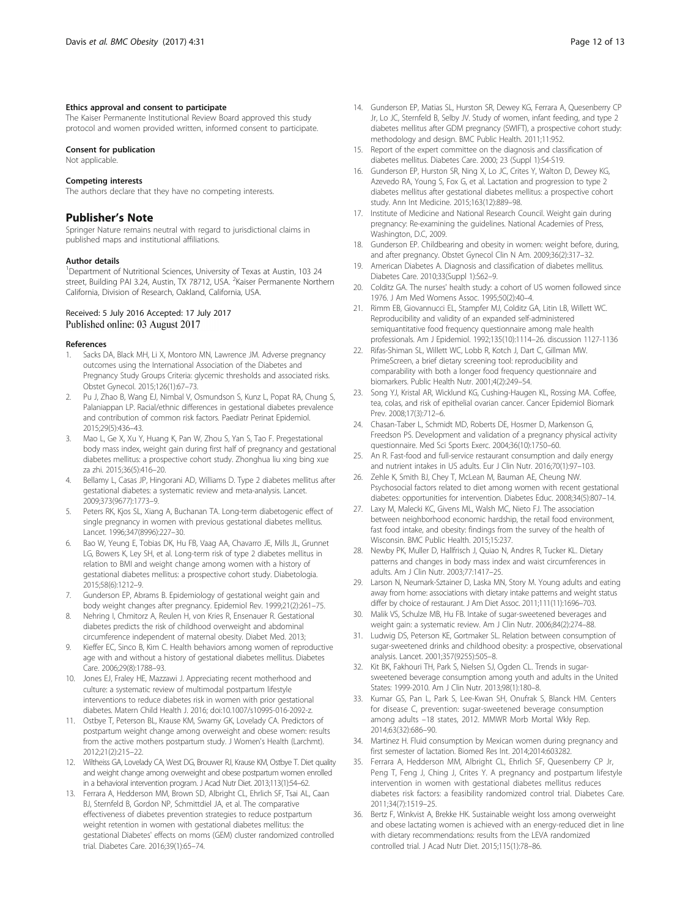#### Ethics approval and consent to participate

The Kaiser Permanente Institutional Review Board approved this study protocol and women provided written, informed consent to participate.

#### Consent for publication

Not applicable.

#### Competing interests

The authors declare that they have no competing interests.

## Publisher's Note

Springer Nature remains neutral with regard to jurisdictional claims in published maps and institutional affiliations.

#### Author details

[1]Department of Nutritional Sciences, University of Texas at Austin, 103 24 street, Building PAI 3.24, Austin, TX 78712, USA. [2]Kaiser Permanente Northern California, Division of Research, Oakland, California, USA.

Received: 5 July 2016 Accepted: 17 July 2017
Published online: 03 August 2017

#### References

1. Sacks DA, Black MH, Li X, Montoro MN, Lawrence JM. Adverse pregnancy outcomes using the International Association of the Diabetes and Pregnancy Study Groups Criteria: glycemic thresholds and associated risks. Obstet Gynecol. 2015;126(1):67–73.
2. Pu J, Zhao B, Wang EJ, Nimbal V, Osmundson S, Kunz L, Popat RA, Chung S, Palaniappan LP. Racial/ethnic differences in gestational diabetes prevalence and contribution of common risk factors. Paediatr Perinat Epidemiol. 2015;29(5):436–43.
3. Mao L, Ge X, Xu Y, Huang K, Pan W, Zhou S, Yan S, Tao F. Pregestational body mass index, weight gain during first half of pregnancy and gestational diabetes mellitus: a prospective cohort study. Zhonghua liu xing bing xue za zhi. 2015;36(5):416–20.
4. Bellamy L, Casas JP, Hingorani AD, Williams D. Type 2 diabetes mellitus after gestational diabetes: a systematic review and meta-analysis. Lancet. 2009;373(9677):1773–9.
5. Peters RK, Kjos SL, Xiang A, Buchanan TA. Long-term diabetogenic effect of single pregnancy in women with previous gestational diabetes mellitus. Lancet. 1996;347(8996):227–30.
6. Bao W, Yeung E, Tobias DK, Hu FB, Vaag AA, Chavarro JE, Mills JL, Grunnet LG, Bowers K, Ley SH, et al. Long-term risk of type 2 diabetes mellitus in relation to BMI and weight change among women with a history of gestational diabetes mellitus: a prospective cohort study. Diabetologia. 2015;58(6):1212–9.
7. Gunderson EP, Abrams B. Epidemiology of gestational weight gain and body weight changes after pregnancy. Epidemiol Rev. 1999;21(2):261–75.
8. Nehring I, Chmitorz A, Reulen H, von Kries R, Ensenauer R. Gestational diabetes predicts the risk of childhood overweight and abdominal circumference independent of maternal obesity. Diabet Med. 2013;
9. Kieffer EC, Sinco B, Kim C. Health behaviors among women of reproductive age with and without a history of gestational diabetes mellitus. Diabetes Care. 2006;29(8):1788–93.
10. Jones EJ, Fraley HE, Mazzawi J. Appreciating recent motherhood and culture: a systematic review of multimodal postpartum lifestyle interventions to reduce diabetes risk in women with prior gestational diabetes. Matern Child Health J. 2016; doi:10.1007/s10995-016-2092-z.
11. Ostbye T, Peterson BL, Krause KM, Swamy GK, Lovelady CA. Predictors of postpartum weight change among overweight and obese women: results from the active mothers postpartum study. J Women's Health (Larchmt). 2012;21(2):215–22.
12. Wiltheiss GA, Lovelady CA, West DG, Brouwer RJ, Krause KM, Ostbye T. Diet quality and weight change among overweight and obese postpartum women enrolled in a behavioral intervention program. J Acad Nutr Diet. 2013;113(1):54–62.
13. Ferrara A, Hedderson MM, Brown SD, Albright CL, Ehrlich SF, Tsai AL, Caan BJ, Sternfeld B, Gordon NP, Schmittdiel JA, et al. The comparative effectiveness of diabetes prevention strategies to reduce postpartum weight retention in women with gestational diabetes mellitus: the gestational Diabetes' effects on moms (GEM) cluster randomized controlled trial. Diabetes Care. 2016;39(1):65–74.
14. Gunderson EP, Matias SL, Hurston SR, Dewey KG, Ferrara A, Quesenberry CP Jr, Lo JC, Sternfeld B, Selby JV. Study of women, infant feeding, and type 2 diabetes mellitus after GDM pregnancy (SWIFT), a prospective cohort study: methodology and design. BMC Public Health. 2011;11:952.
15. Report of the expert committee on the diagnosis and classification of diabetes mellitus. Diabetes Care. 2000; 23 (Suppl 1):S4-S19.
16. Gunderson EP, Hurston SR, Ning X, Lo JC, Crites Y, Walton D, Dewey KG, Azevedo RA, Young S, Fox G, et al. Lactation and progression to type 2 diabetes mellitus after gestational diabetes mellitus: a prospective cohort study. Ann Int Medicine. 2015;163(12):889–98.
17. Institute of Medicine and National Research Council. Weight gain during pregnancy: Re-examining the guidelines. National Academies of Press, Washington, D.C, 2009.
18. Gunderson EP. Childbearing and obesity in women: weight before, during, and after pregnancy. Obstet Gynecol Clin N Am. 2009;36(2):317–32.
19. American Diabetes A. Diagnosis and classification of diabetes mellitus. Diabetes Care. 2010;33(Suppl 1):S62–9.
20. Colditz GA. The nurses' health study: a cohort of US women followed since 1976. J Am Med Womens Assoc. 1995;50(2):40–4.
21. Rimm EB, Giovannucci EL, Stampfer MJ, Colditz GA, Litin LB, Willett WC. Reproducibility and validity of an expanded self-administered semiquantitative food frequency questionnaire among male health professionals. Am J Epidemiol. 1992;135(10):1114–26. discussion 1127-1136
22. Rifas-Shiman SL, Willett WC, Lobb R, Kotch J, Dart C, Gillman MW. PrimeScreen, a brief dietary screening tool: reproducibility and comparability with both a longer food frequency questionnaire and biomarkers. Public Health Nutr. 2001;4(2):249–54.
23. Song YJ, Kristal AR, Wicklund KG, Cushing-Haugen KL, Rossing MA. Coffee, tea, colas, and risk of epithelial ovarian cancer. Cancer Epidemiol Biomark Prev. 2008;17(3):712–6.
24. Chasan-Taber L, Schmidt MD, Roberts DE, Hosmer D, Markenson G, Freedson PS. Development and validation of a pregnancy physical activity questionnaire. Med Sci Sports Exerc. 2004;36(10):1750–60.
25. An R. Fast-food and full-service restaurant consumption and daily energy and nutrient intakes in US adults. Eur J Clin Nutr. 2016;70(1):97–103.
26. Zehle K, Smith BJ, Chey T, McLean M, Bauman AE, Cheung NW. Psychosocial factors related to diet among women with recent gestational diabetes: opportunities for intervention. Diabetes Educ. 2008;34(5):807–14.
27. Laxy M, Malecki KC, Givens ML, Walsh MC, Nieto FJ. The association between neighborhood economic hardship, the retail food environment, fast food intake, and obesity: findings from the survey of the health of Wisconsin. BMC Public Health. 2015;15:237.
28. Newby PK, Muller D, Hallfrisch J, Quiao N, Andres R, Tucker KL. Dietary patterns and changes in body mass index and waist circumferences in adults. Am J Clin Nutr. 2003;77:1417–25.
29. Larson N, Neumark-Sztainer D, Laska MN, Story M. Young adults and eating away from home: associations with dietary intake patterns and weight status differ by choice of restaurant. J Am Diet Assoc. 2011;111(11):1696–703.
30. Malik VS, Schulze MB, Hu FB. Intake of sugar-sweetened beverages and weight gain: a systematic review. Am J Clin Nutr. 2006;84(2):274–88.
31. Ludwig DS, Peterson KE, Gortmaker SL. Relation between consumption of sugar-sweetened drinks and childhood obesity: a prospective, observational analysis. Lancet. 2001;357(9255):505–8.
32. Kit BK, Fakhouri TH, Park S, Nielsen SJ, Ogden CL. Trends in sugar-sweetened beverage consumption among youth and adults in the United States: 1999-2010. Am J Clin Nutr. 2013;98(1):180–8.
33. Kumar GS, Pan L, Park S, Lee-Kwan SH, Onufrak S, Blanck HM. Centers for disease C, prevention: sugar-sweetened beverage consumption among adults –18 states, 2012. MMWR Morb Mortal Wkly Rep. 2014;63(32):686–90.
34. Martinez H. Fluid consumption by Mexican women during pregnancy and first semester of lactation. Biomed Res Int. 2014;2014:603282.
35. Ferrara A, Hedderson MM, Albright CL, Ehrlich SF, Quesenberry CP Jr, Peng T, Feng J, Ching J, Crites Y. A pregnancy and postpartum lifestyle intervention in women with gestational diabetes mellitus reduces diabetes risk factors: a feasibility randomized control trial. Diabetes Care. 2011;34(7):1519–25.
36. Bertz F, Winkvist A, Brekke HK. Sustainable weight loss among overweight and obese lactating women is achieved with an energy-reduced diet in line with dietary recommendations: results from the LEVA randomized controlled trial. J Acad Nutr Diet. 2015;115(1):78–86.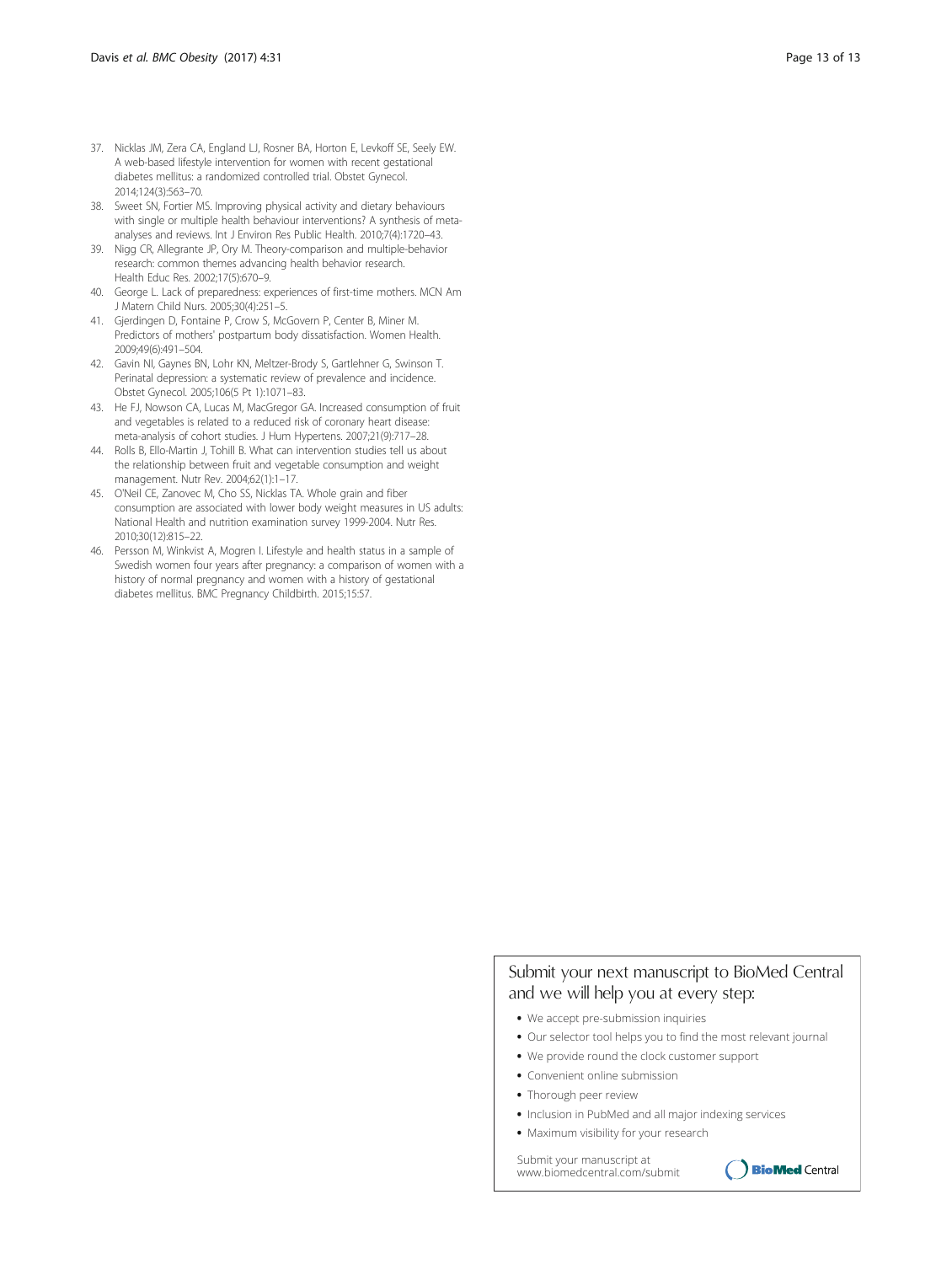37. Nicklas JM, Zera CA, England LJ, Rosner BA, Horton E, Levkoff SE, Seely EW. A web-based lifestyle intervention for women with recent gestational diabetes mellitus: a randomized controlled trial. Obstet Gynecol. 2014;124(3):563–70.
38. Sweet SN, Fortier MS. Improving physical activity and dietary behaviours with single or multiple health behaviour interventions? A synthesis of meta-analyses and reviews. Int J Environ Res Public Health. 2010;7(4):1720–43.
39. Nigg CR, Allegrante JP, Ory M. Theory-comparison and multiple-behavior research: common themes advancing health behavior research. Health Educ Res. 2002;17(5):670–9.
40. George L. Lack of preparedness: experiences of first-time mothers. MCN Am J Matern Child Nurs. 2005;30(4):251–5.
41. Gjerdingen D, Fontaine P, Crow S, McGovern P, Center B, Miner M. Predictors of mothers' postpartum body dissatisfaction. Women Health. 2009;49(6):491–504.
42. Gavin NI, Gaynes BN, Lohr KN, Meltzer-Brody S, Gartlehner G, Swinson T. Perinatal depression: a systematic review of prevalence and incidence. Obstet Gynecol. 2005;106(5 Pt 1):1071–83.
43. He FJ, Nowson CA, Lucas M, MacGregor GA. Increased consumption of fruit and vegetables is related to a reduced risk of coronary heart disease: meta-analysis of cohort studies. J Hum Hypertens. 2007;21(9):717–28.
44. Rolls B, Ello-Martin J, Tohill B. What can intervention studies tell us about the relationship between fruit and vegetable consumption and weight management. Nutr Rev. 2004;62(1):1–17.
45. O'Neil CE, Zanovec M, Cho SS, Nicklas TA. Whole grain and fiber consumption are associated with lower body weight measures in US adults: National Health and nutrition examination survey 1999-2004. Nutr Res. 2010;30(12):815–22.
46. Persson M, Winkvist A, Mogren I. Lifestyle and health status in a sample of Swedish women four years after pregnancy: a comparison of women with a history of normal pregnancy and women with a history of gestational diabetes mellitus. BMC Pregnancy Childbirth. 2015;15:57.

Submit your next manuscript to BioMed Central and we will help you at every step:

- We accept pre-submission inquiries
- Our selector tool helps you to find the most relevant journal
- We provide round the clock customer support
- Convenient online submission
- Thorough peer review
- Inclusion in PubMed and all major indexing services
- Maximum visibility for your research

Submit your manuscript at www.biomedcentral.com/submit

BioMed Central